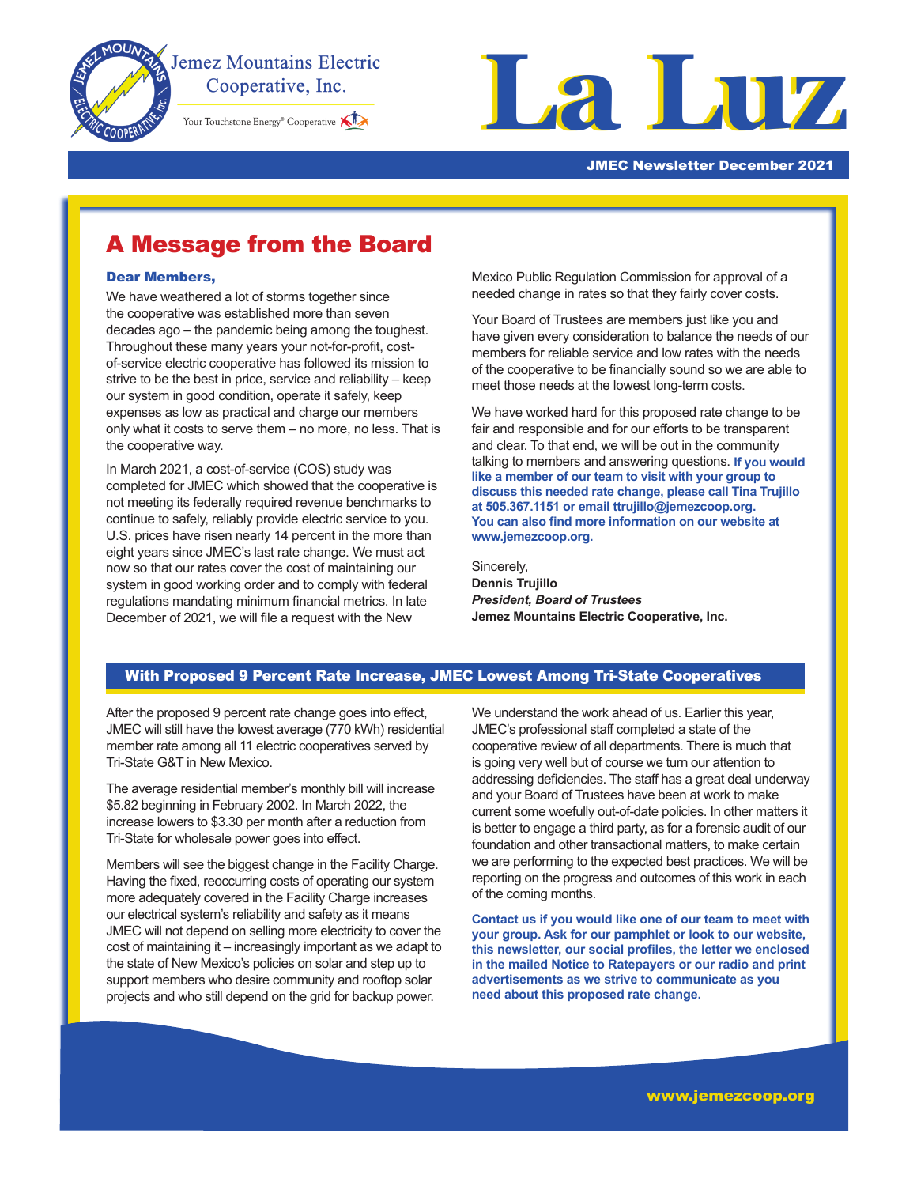Jemez Mountains Electric Cooperative, Inc.

Your Touchstone Energy® Cooperative

# La Luz

**JMEC Newsletter December 2021**

## A Message from the Board

**Dear Members,**

We have weathered a lot of storms together since the cooperative was established more than seven decades ago – the pandemic being among the toughest. Throughout these many years your not-for-profit, cost-of-service electric cooperative has followed its mission to strive to be the best in price, service and reliability – keep our system in good condition, operate it safely, keep expenses as low as practical and charge our members only what it costs to serve them – no more, no less. That is the cooperative way.

In March 2021, a cost-of-service (COS) study was completed for JMEC which showed that the cooperative is not meeting its federally required revenue benchmarks to continue to safely, reliably provide electric service to you. U.S. prices have risen nearly 14 percent in the more than eight years since JMEC's last rate change. We must act now so that our rates cover the cost of maintaining our system in good working order and to comply with federal regulations mandating minimum financial metrics. In late December of 2021, we will file a request with the New Mexico Public Regulation Commission for approval of a needed change in rates so that they fairly cover costs.

Your Board of Trustees are members just like you and have given every consideration to balance the needs of our members for reliable service and low rates with the needs of the cooperative to be financially sound so we are able to meet those needs at the lowest long-term costs.

We have worked hard for this proposed rate change to be fair and responsible and for our efforts to be transparent and clear. To that end, we will be out in the community talking to members and answering questions. **If you would like a member of our team to visit with your group to discuss this needed rate change, please call Tina Trujillo at 505.367.1151 or email ttrujillo@jemezcoop.org. You can also find more information on our website at www.jemezcoop.org.**

Sincerely,
**Dennis Trujillo**
***President, Board of Trustees***
**Jemez Mountains Electric Cooperative, Inc.**

## With Proposed 9 Percent Rate Increase, JMEC Lowest Among Tri-State Cooperatives

After the proposed 9 percent rate change goes into effect, JMEC will still have the lowest average (770 kWh) residential member rate among all 11 electric cooperatives served by Tri-State G&T in New Mexico.

The average residential member's monthly bill will increase $5.82 beginning in February 2002. In March 2022, the increase lowers to $3.30 per month after a reduction from Tri-State for wholesale power goes into effect.

Members will see the biggest change in the Facility Charge. Having the fixed, reoccurring costs of operating our system more adequately covered in the Facility Charge increases our electrical system's reliability and safety as it means JMEC will not depend on selling more electricity to cover the cost of maintaining it – increasingly important as we adapt to the state of New Mexico's policies on solar and step up to support members who desire community and rooftop solar projects and who still depend on the grid for backup power.

We understand the work ahead of us. Earlier this year, JMEC's professional staff completed a state of the cooperative review of all departments. There is much that is going very well but of course we turn our attention to addressing deficiencies. The staff has a great deal underway and your Board of Trustees have been at work to make current some woefully out-of-date policies. In other matters it is better to engage a third party, as for a forensic audit of our foundation and other transactional matters, to make certain we are performing to the expected best practices. We will be reporting on the progress and outcomes of this work in each of the coming months.

**Contact us if you would like one of our team to meet with your group. Ask for our pamphlet or look to our website, this newsletter, our social profiles, the letter we enclosed in the mailed Notice to Ratepayers or our radio and print advertisements as we strive to communicate as you need about this proposed rate change.**

www.jemezcoop.org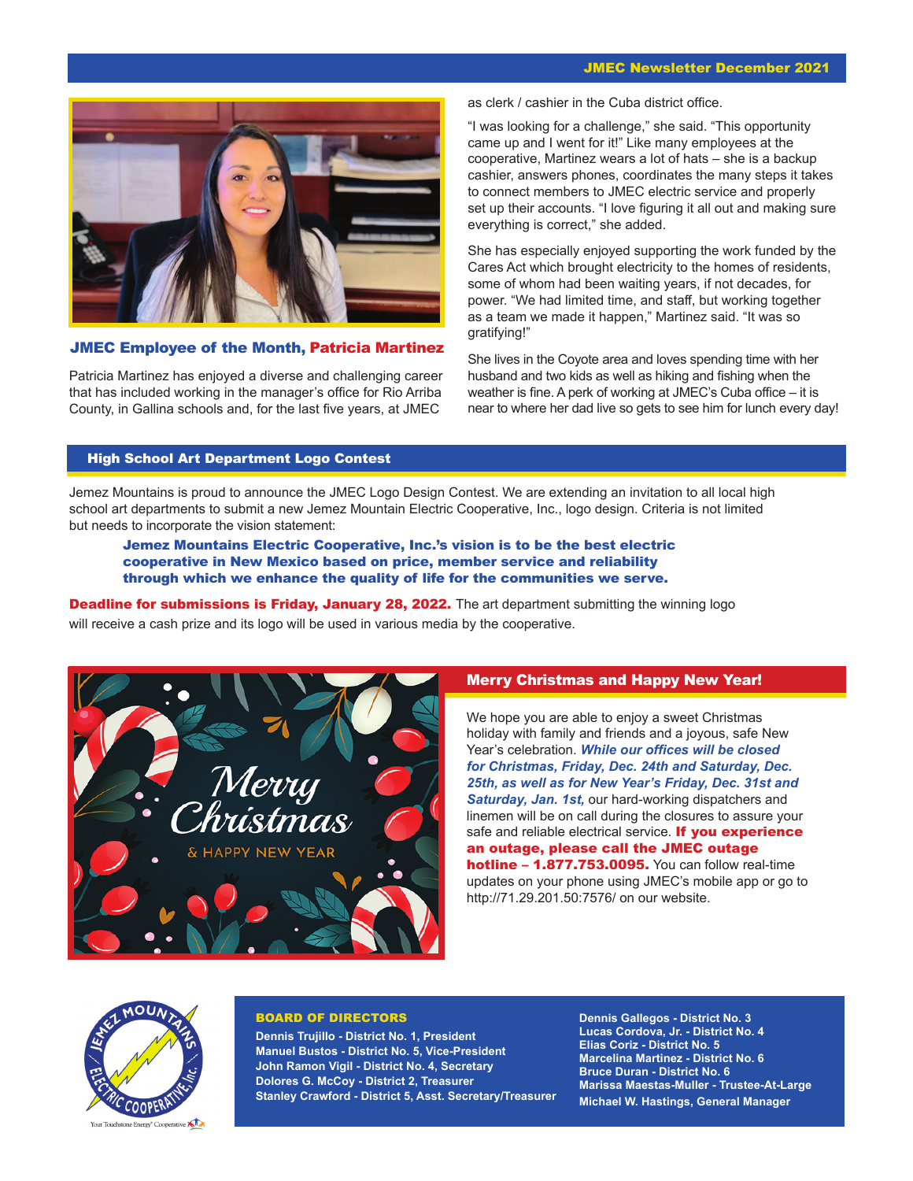## JMEC Employee of the Month, Patricia Martinez

Patricia Martinez has enjoyed a diverse and challenging career that has included working in the manager's office for Rio Arriba County, in Gallina schools and, for the last five years, at JMEC as clerk / cashier in the Cuba district office.

"I was looking for a challenge," she said. "This opportunity came up and I went for it!" Like many employees at the cooperative, Martinez wears a lot of hats – she is a backup cashier, answers phones, coordinates the many steps it takes to connect members to JMEC electric service and properly set up their accounts. "I love figuring it all out and making sure everything is correct," she added.

She has especially enjoyed supporting the work funded by the Cares Act which brought electricity to the homes of residents, some of whom had been waiting years, if not decades, for power. "We had limited time, and staff, but working together as a team we made it happen," Martinez said. "It was so gratifying!"

She lives in the Coyote area and loves spending time with her husband and two kids as well as hiking and fishing when the weather is fine. A perk of working at JMEC's Cuba office – it is near to where her dad live so gets to see him for lunch every day!

## High School Art Department Logo Contest

Jemez Mountains is proud to announce the JMEC Logo Design Contest. We are extending an invitation to all local high school art departments to submit a new Jemez Mountain Electric Cooperative, Inc., logo design. Criteria is not limited but needs to incorporate the vision statement:

> **Jemez Mountains Electric Cooperative, Inc.'s vision is to be the best electric cooperative in New Mexico based on price, member service and reliability through which we enhance the quality of life for the communities we serve.**

**Deadline for submissions is Friday, January 28, 2022.** The art department submitting the winning logo will receive a cash prize and its logo will be used in various media by the cooperative.

Merry Christmas

& HAPPY NEW YEAR

## Merry Christmas and Happy New Year!

We hope you are able to enjoy a sweet Christmas holiday with family and friends and a joyous, safe New Year's celebration. ***While our offices will be closed for Christmas, Friday, Dec. 24th and Saturday, Dec. 25th, as well as for New Year's Friday, Dec. 31st and Saturday, Jan. 1st,*** our hard-working dispatchers and linemen will be on call during the closures to assure your safe and reliable electrical service. **If you experience an outage, please call the JMEC outage hotline – 1.877.753.0095.** You can follow real-time updates on your phone using JMEC's mobile app or go to http://71.29.201.50:7576/ on our website.

JEMEZ MOUNTAINS ELECTRIC COOPERATIVE, Inc.

Your Touchstone Energy® Cooperative

### BOARD OF DIRECTORS

**Dennis Trujillo - District No. 1, President**
**Manuel Bustos - District No. 5, Vice-President**
**John Ramon Vigil - District No. 4, Secretary**
**Dolores G. McCoy - District 2, Treasurer**
**Stanley Crawford - District 5, Asst. Secretary/Treasurer**
**Dennis Gallegos - District No. 3**
**Lucas Cordova, Jr. - District No. 4**
**Elias Coriz - District No. 5**
**Marcelina Martinez - District No. 6**
**Bruce Duran - District No. 6**
**Marissa Maestas-Muller - Trustee-At-Large**
**Michael W. Hastings, General Manager**